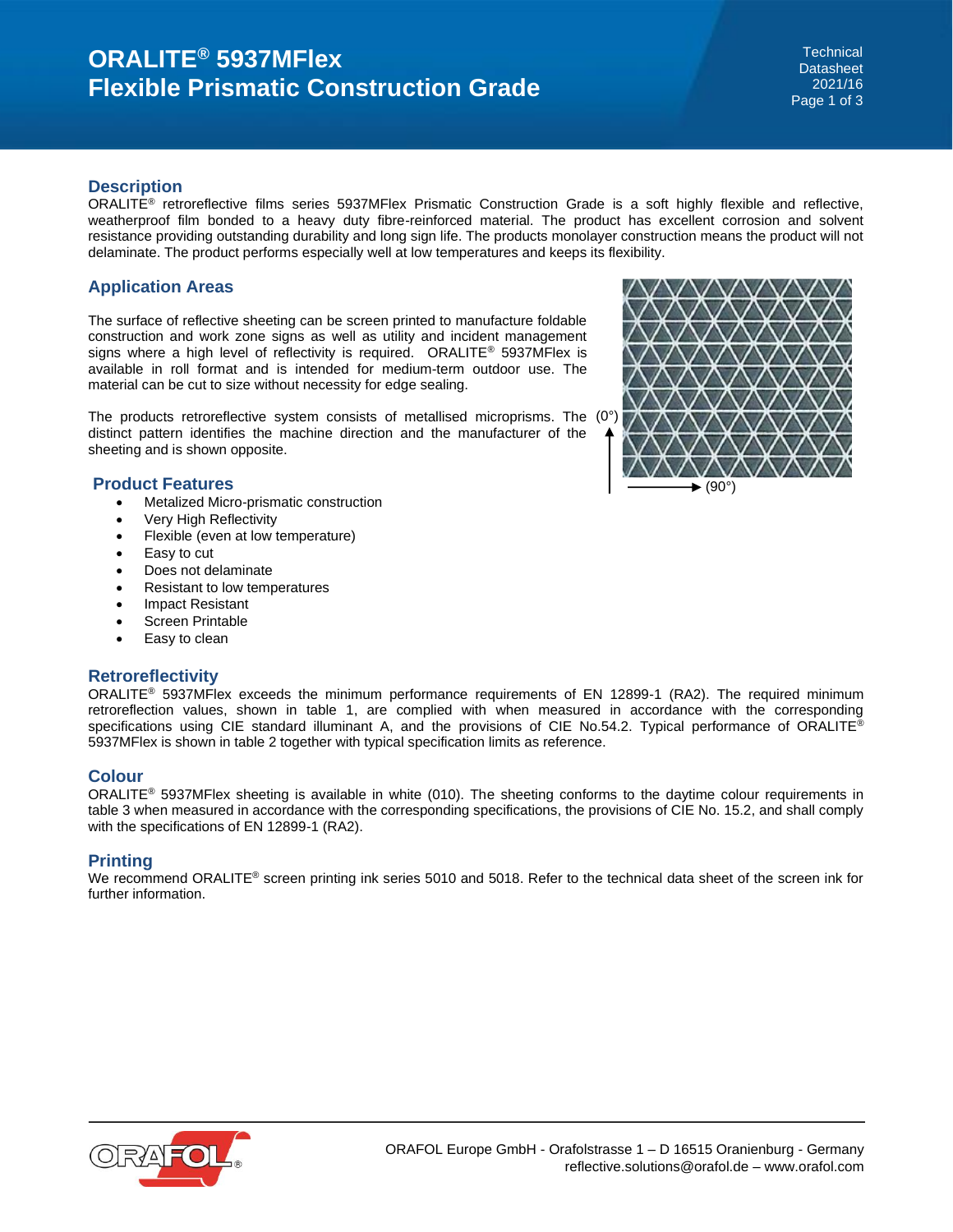# ORALITE® 5937MFlex Flexible Prismatic Construction Grade

Technical Datasheet 2021/16

## Description

ORALITE® retroreflective films series 5937MFlex Prismatic Construction Grade is a soft highly flexible and reflective, weatherproof film bonded to a heavy duty fibre-reinforced material. The product has excellent corrosion and solvent resistance providing outstanding durability and long sign life. The products monolayer construction means the product will not delaminate. The product performs especially well at low temperatures and keeps its flexibility.

## Application Areas

The surface of reflective sheeting can be screen printed to manufacture foldable construction and work zone signs as well as utility and incident management signs where a high level of reflectivity is required. ORALITE® 5937MFlex is available in roll format and is intended for medium-term outdoor use. The material can be cut to size without necessity for edge sealing.

The products retroreflective system consists of metallised microprisms. The distinct pattern identifies the machine direction and the manufacturer of the sheeting and is shown opposite.

(0°)

(90°)

## Product Features

- Metalized Micro-prismatic construction
- Very High Reflectivity
- Flexible (even at low temperature)
- Easy to cut
- Does not delaminate
- Resistant to low temperatures
- Impact Resistant
- Screen Printable
- Easy to clean

## Retroreflectivity

ORALITE® 5937MFlex exceeds the minimum performance requirements of EN 12899-1 (RA2). The required minimum retroreflection values, shown in table 1, are complied with when measured in accordance with the corresponding specifications using CIE standard illuminant A, and the provisions of CIE No.54.2. Typical performance of ORALITE® 5937MFlex is shown in table 2 together with typical specification limits as reference.

## Colour

ORALITE® 5937MFlex sheeting is available in white (010). The sheeting conforms to the daytime colour requirements in table 3 when measured in accordance with the corresponding specifications, the provisions of CIE No. 15.2, and shall comply with the specifications of EN 12899-1 (RA2).

## Printing

We recommend ORALITE® screen printing ink series 5010 and 5018. Refer to the technical data sheet of the screen ink for further information.

ORAFOL Europe GmbH - Orafolstrasse 1 – D 16515 Oranienburg - Germany
reflective.solutions@orafol.de – www.orafol.com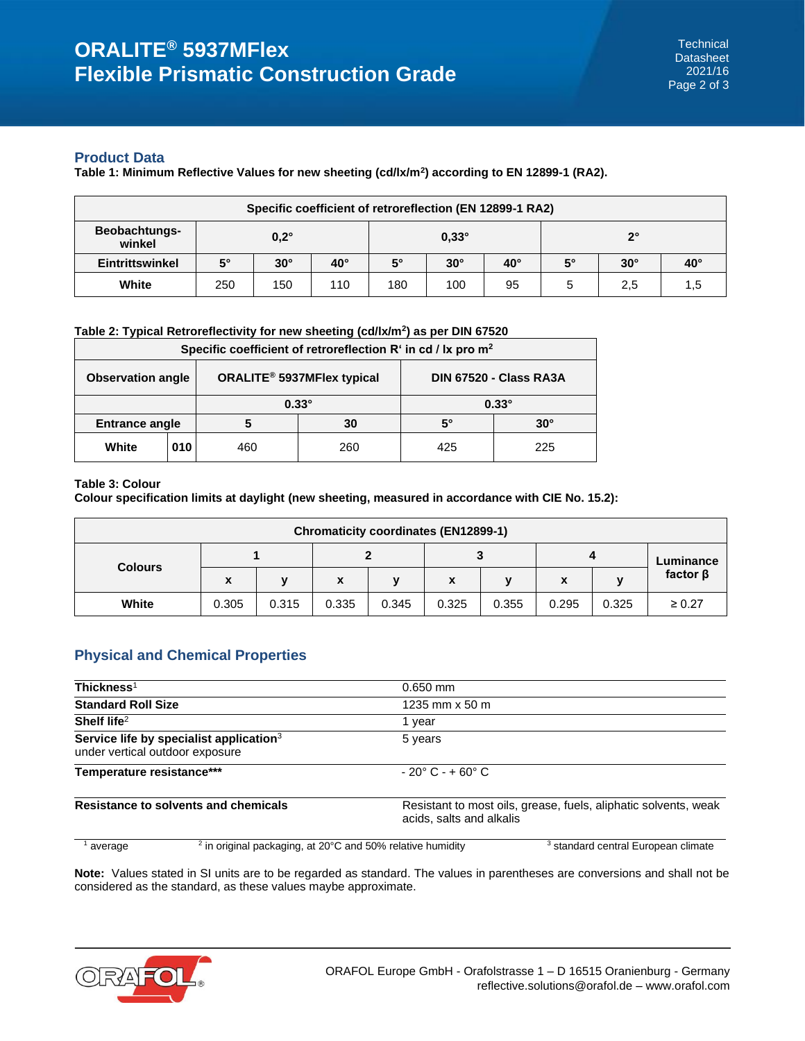## Product Data

**Table 1: Minimum Reflective Values for new sheeting (cd/lx/m²) according to EN 12899-1 (RA2).**

| Specific coefficient of retroreflection (EN 12899-1 RA2) | | | | | | | | | |
|---|---|---|---|---|---|---|---|---|---|
| **Beobachtungs-winkel** | **0,2°** | | | **0,33°** | | | **2°** | | |
| **Eintrittswinkel** | **5°** | **30°** | **40°** | **5°** | **30°** | **40°** | **5°** | **30°** | **40°** |
| **White** | 250 | 150 | 110 | 180 | 100 | 95 | 5 | 2,5 | 1,5 |

**Table 2: Typical Retroreflectivity for new sheeting (cd/lx/m²) as per DIN 67520**

| Specific coefficient of retroreflection R' in cd / lx pro m² | | | | | |
|---|---|---|---|---|---|
| **Observation angle** | | **ORALITE® 5937MFlex typical** | | **DIN 67520 - Class RA3A** | |
| | | **0.33°** | | **0.33°** | |
| **Entrance angle** | | **5** | **30** | **5°** | **30°** |
| **White** | **010** | 460 | 260 | 425 | 225 |

**Table 3: Colour**
**Colour specification limits at daylight (new sheeting, measured in accordance with CIE No. 15.2):**

| Chromaticity coordinates (EN12899-1) | | | | | | | | | |
|---|---|---|---|---|---|---|---|---|---|
| **Colours** | **1** | | **2** | | **3** | | **4** | | **Luminance factor β** |
| | **x** | **y** | **x** | **y** | **x** | **y** | **x** | **y** | |
| **White** | 0.305 | 0.315 | 0.335 | 0.345 | 0.325 | 0.355 | 0.295 | 0.325 | ≥ 0.27 |

## Physical and Chemical Properties

| | |
|---|---|
| **Thickness**[1] | 0.650 mm |
| **Standard Roll Size** | 1235 mm x 50 m |
| **Shelf life**[2] | 1 year |
| **Service life by specialist application**[3] under vertical outdoor exposure | 5 years |
| **Temperature resistance*** ** | - 20° C - + 60° C |
| **Resistance to solvents and chemicals** | Resistant to most oils, grease, fuels, aliphatic solvents, weak acids, salts and alkalis |

[1] average [2] in original packaging, at 20°C and 50% relative humidity [3] standard central European climate

**Note:** Values stated in SI units are to be regarded as standard. The values in parentheses are conversions and shall not be considered as the standard, as these values maybe approximate.

ORAFOL Europe GmbH - Orafolstrasse 1 – D 16515 Oranienburg - Germany
reflective.solutions@orafol.de – www.orafol.com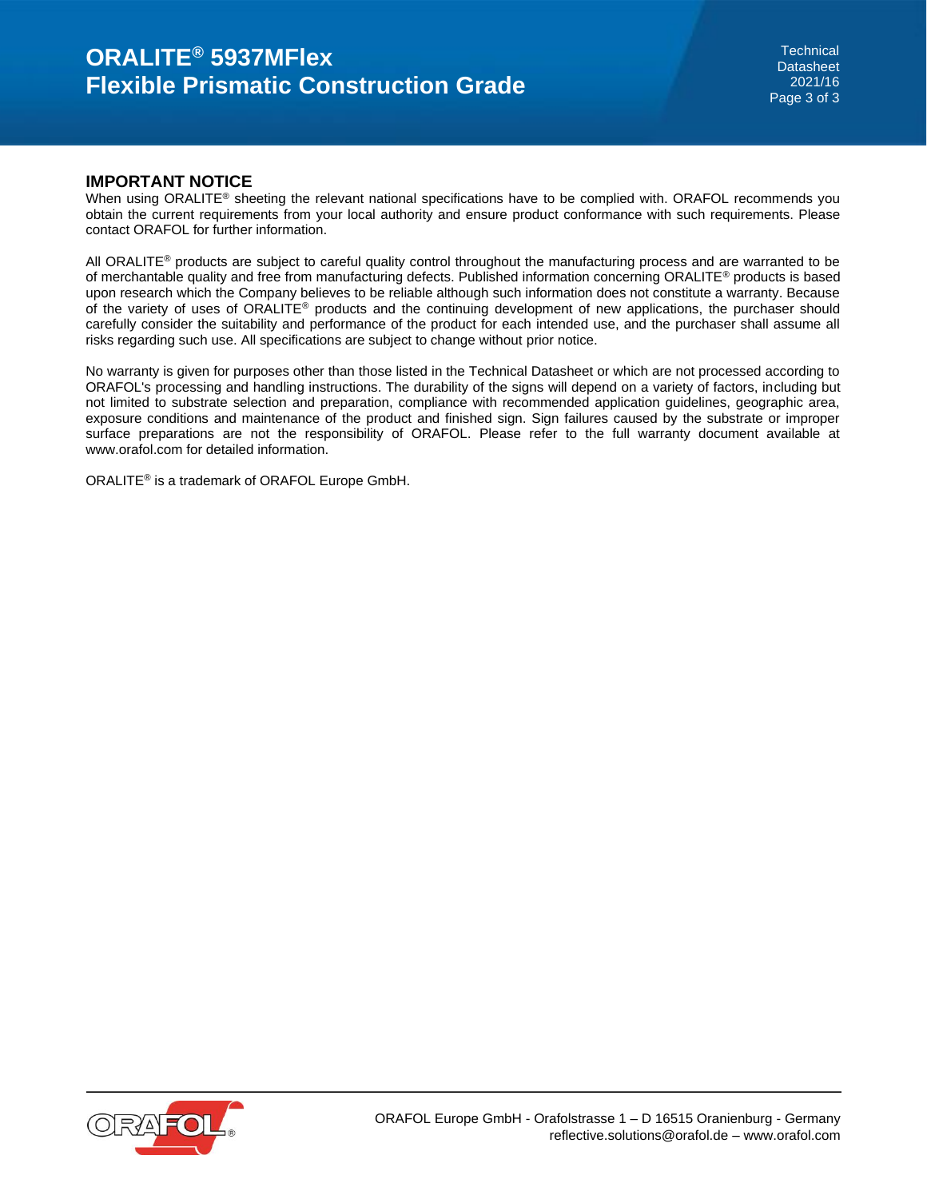## IMPORTANT NOTICE

When using ORALITE® sheeting the relevant national specifications have to be complied with. ORAFOL recommends you obtain the current requirements from your local authority and ensure product conformance with such requirements. Please contact ORAFOL for further information.

All ORALITE® products are subject to careful quality control throughout the manufacturing process and are warranted to be of merchantable quality and free from manufacturing defects. Published information concerning ORALITE® products is based upon research which the Company believes to be reliable although such information does not constitute a warranty. Because of the variety of uses of ORALITE® products and the continuing development of new applications, the purchaser should carefully consider the suitability and performance of the product for each intended use, and the purchaser shall assume all risks regarding such use. All specifications are subject to change without prior notice.

No warranty is given for purposes other than those listed in the Technical Datasheet or which are not processed according to ORAFOL's processing and handling instructions. The durability of the signs will depend on a variety of factors, including but not limited to substrate selection and preparation, compliance with recommended application guidelines, geographic area, exposure conditions and maintenance of the product and finished sign. Sign failures caused by the substrate or improper surface preparations are not the responsibility of ORAFOL. Please refer to the full warranty document available at www.orafol.com for detailed information.

ORALITE® is a trademark of ORAFOL Europe GmbH.